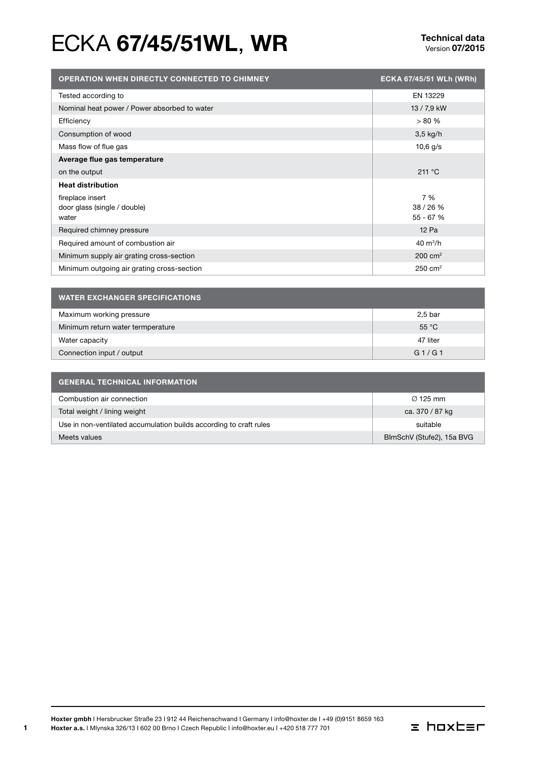# ECKA **67/45/51WL, WR**

**Technical data**
Version **07/2015**

| OPERATION WHEN DIRECTLY CONNECTED TO CHIMNEY | ECKA 67/45/51 WLh (WRh) |
|---|---|
| Tested according to | EN 13229 |
| Nominal heat power / Power absorbed to water | 13 / 7,9 kW |
| Efficiency | > 80 % |
| Consumption of wood | 3,5 kg/h |
| Mass flow of flue gas | 10,6 g/s |
| **Average flue gas temperature** | |
| on the output | 211 °C |
| **Heat distribution** | |
| fireplace insert | 7 % |
| door glass (single / double) | 38 / 26 % |
| water | 55 - 67 % |
| Required chimney pressure | 12 Pa |
| Required amount of combustion air | 40 $m^3$/h |
| Minimum supply air grating cross-section | 200 $cm^2$ |
| Minimum outgoing air grating cross-section | 250 $cm^2$ |

| WATER EXCHANGER SPECIFICATIONS | |
|---|---|
| Maximum working pressure | 2,5 bar |
| Minimum return water termperature | 55 °C |
| Water capacity | 47 liter |
| Connection input / output | G 1 / G 1 |

| GENERAL TECHNICAL INFORMATION | |
|---|---|
| Combustion air connection | ∅ 125 mm |
| Total weight / lining weight | ca. 370 / 87 kg |
| Use in non-ventilated accumulation builds according to craft rules | suitable |
| Meets values | BImSchV (Stufe2), 15a BVG |

**Hoxter gmbh** I Hersbrucker Straße 23 I 912 44 Reichenschwand I Germany I info@hoxter.de I +49 (0)9151 8659 163
**Hoxter a.s.** I Mlynska 326/13 I 602 00 Brno I Czech Republic I info@hoxter.eu I +420 518 777 701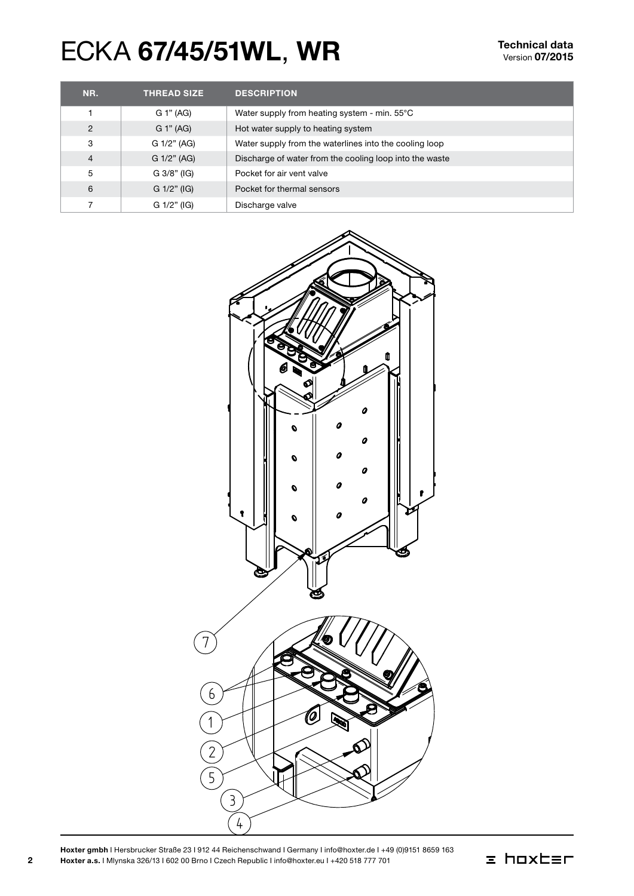# ECKA **67/45/51WL, WR**

**Technical data**
Version **07/2015**

| NR. | THREAD SIZE | DESCRIPTION |
|---|---|---|
| 1 | G 1" (AG) | Water supply from heating system - min. 55°C |
| 2 | G 1" (AG) | Hot water supply to heating system |
| 3 | G 1/2" (AG) | Water supply from the waterlines into the cooling loop |
| 4 | G 1/2" (AG) | Discharge of water from the cooling loop into the waste |
| 5 | G 3/8" (IG) | Pocket for air vent valve |
| 6 | G 1/2" (IG) | Pocket for thermal sensors |
| 7 | G 1/2" (IG) | Discharge valve |

**Hoxter gmbh** I Hersbrucker Straße 23 I 912 44 Reichenschwand I Germany I info@hoxter.de I +49 (0)9151 8659 163
**Hoxter a.s.** I Mlynska 326/13 I 602 00 Brno I Czech Republic I info@hoxter.eu I +420 518 777 701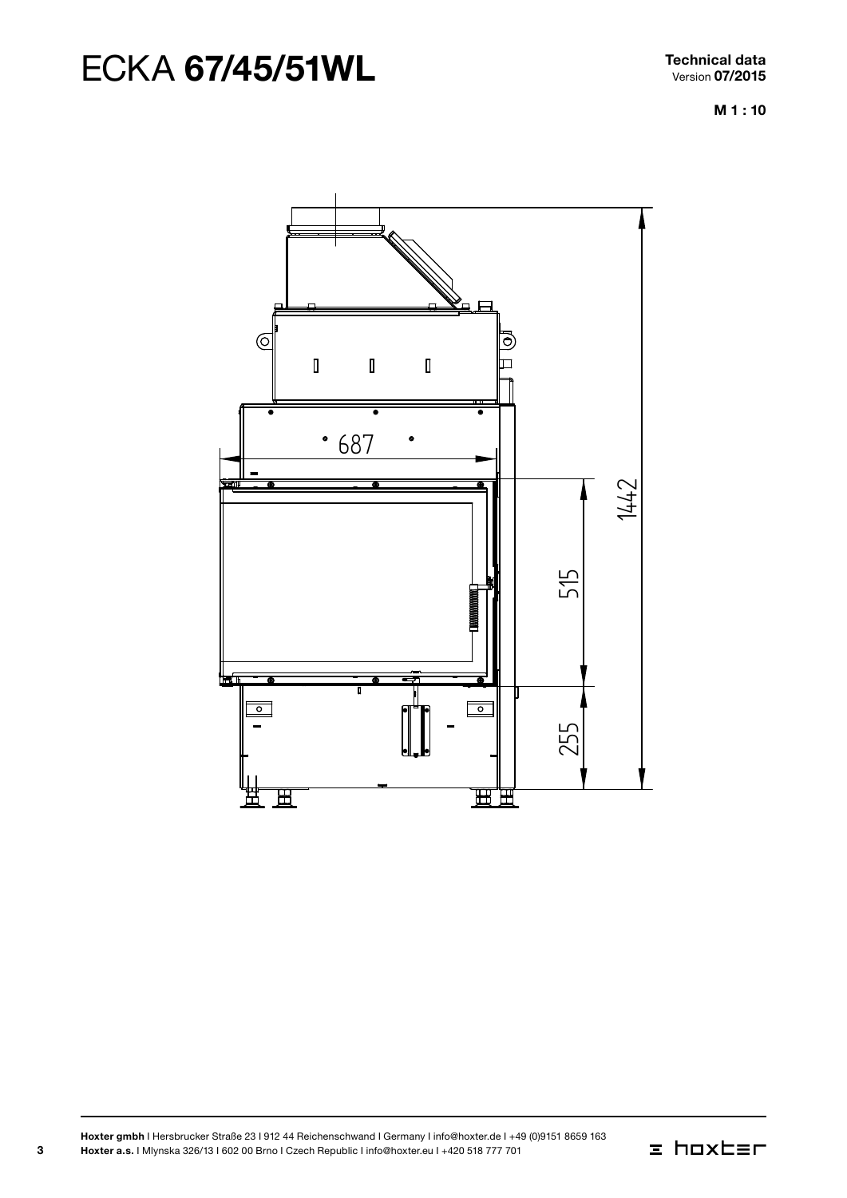# ECKA **67/45/51WL**

**Technical data**
Version **07/2015**

**M 1 : 10**

687

515

1442

255

**Hoxter gmbh** I Hersbrucker Straße 23 I 912 44 Reichenschwand I Germany I info@hoxter.de I +49 (0)9151 8659 163
**Hoxter a.s.** I Mlynska 326/13 I 602 00 Brno I Czech Republic I info@hoxter.eu I +420 518 777 701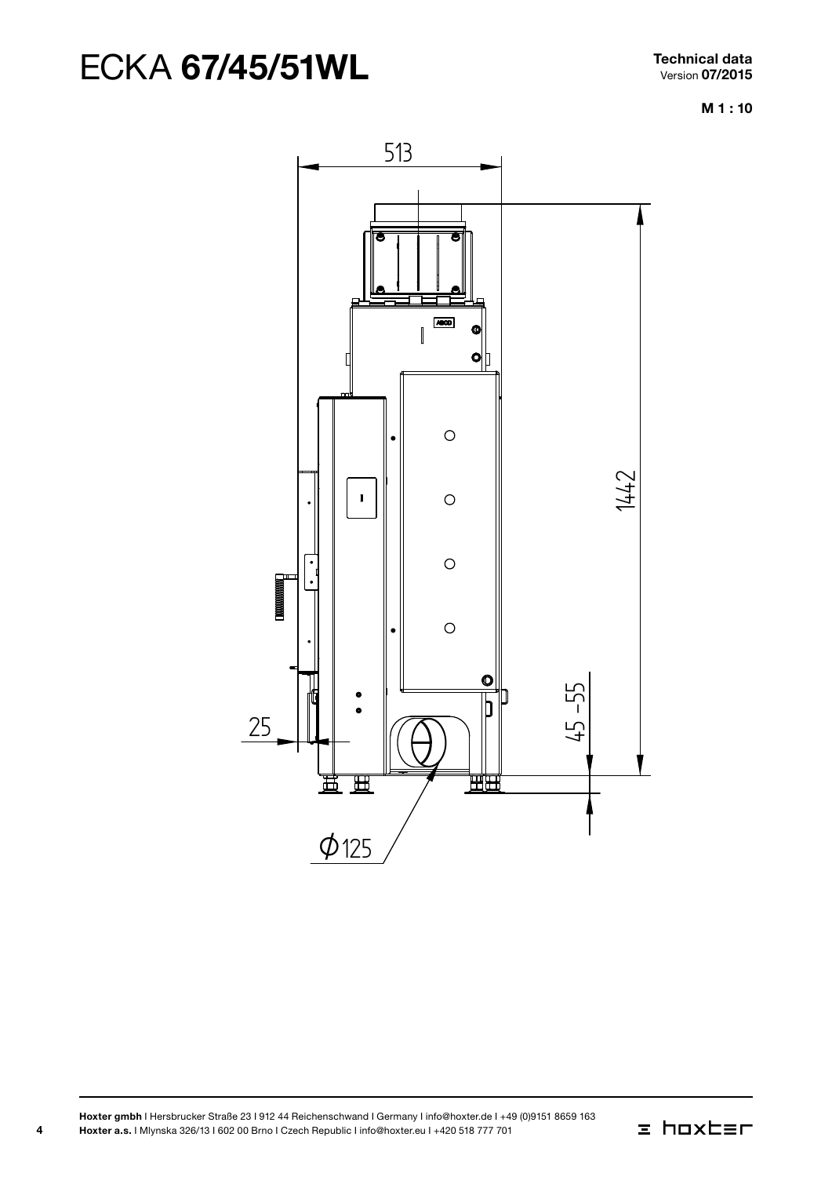# ECKA **67/45/51WL**

**Technical data**
Version **07/2015**

**M 1 : 10**

513

1442

45 -55

25

$\phi$125

**Hoxter gmbh** I Hersbrucker Straße 23 I 912 44 Reichenschwand I Germany I info@hoxter.de I +49 (0)9151 8659 163
**Hoxter a.s.** I Mlynska 326/13 I 602 00 Brno I Czech Republic I info@hoxter.eu I +420 518 777 701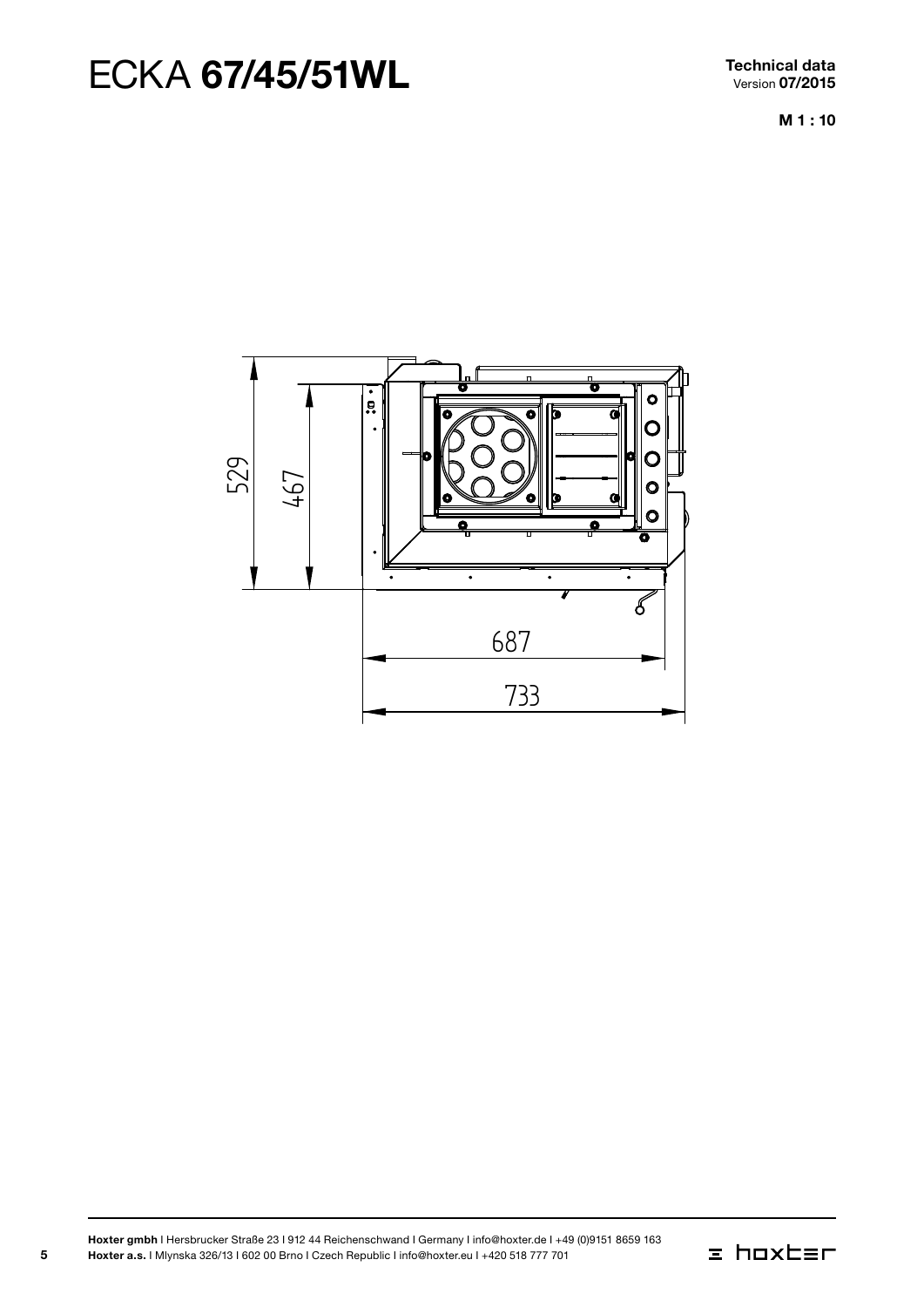# ECKA **67/45/51WL**

**Technical data**
Version **07/2015**

**M 1 : 10**

529

467

687

733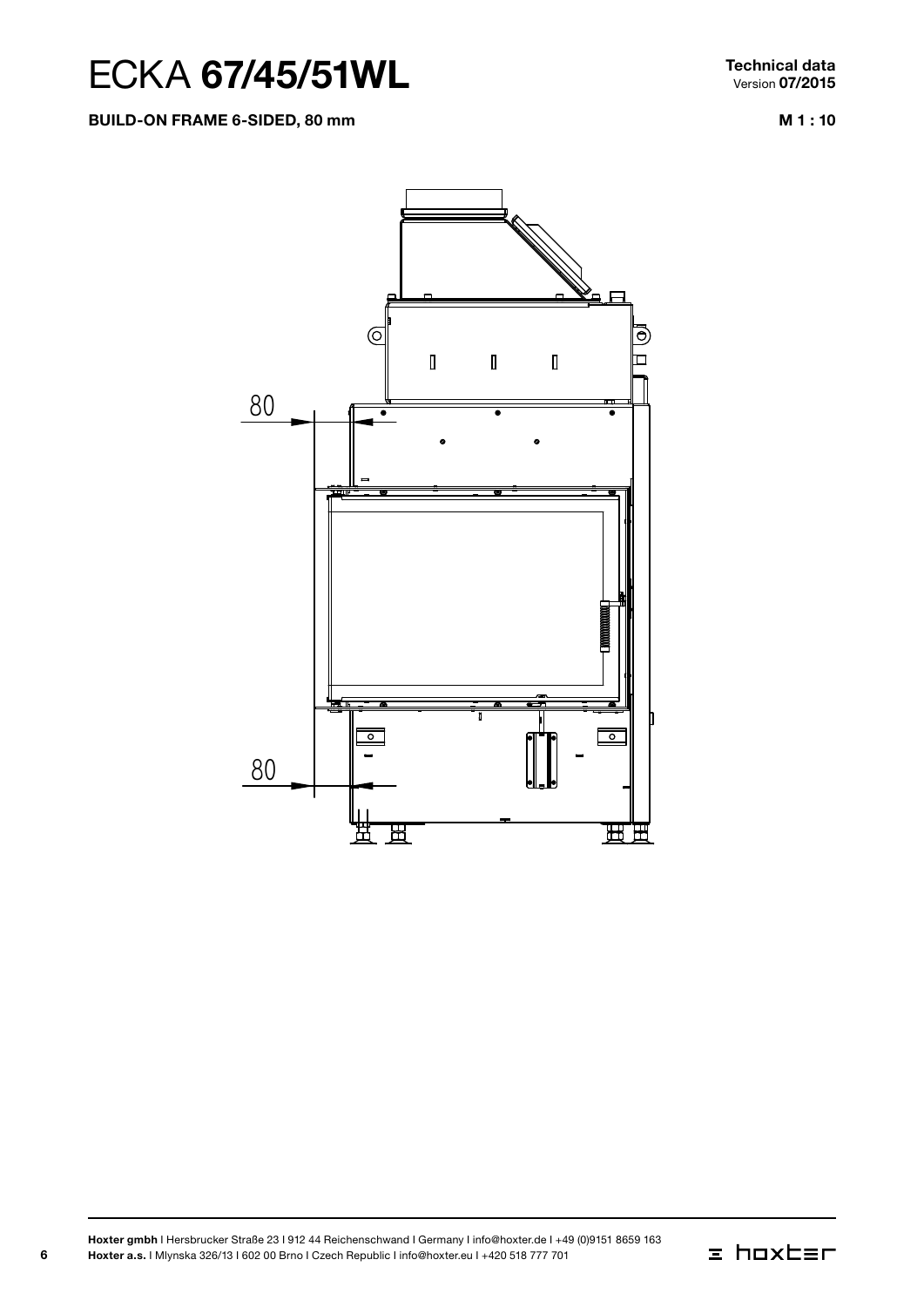# ECKA **67/45/51WL**

**Technical data**
Version **07/2015**

**BUILD-ON FRAME 6-SIDED, 80 mm**

**M 1 : 10**

80

80

**Hoxter gmbh** I Hersbrucker Straße 23 I 912 44 Reichenschwand I Germany I info@hoxter.de I +49 (0)9151 8659 163
**Hoxter a.s.** I Mlynska 326/13 I 602 00 Brno I Czech Republic I info@hoxter.eu I +420 518 777 701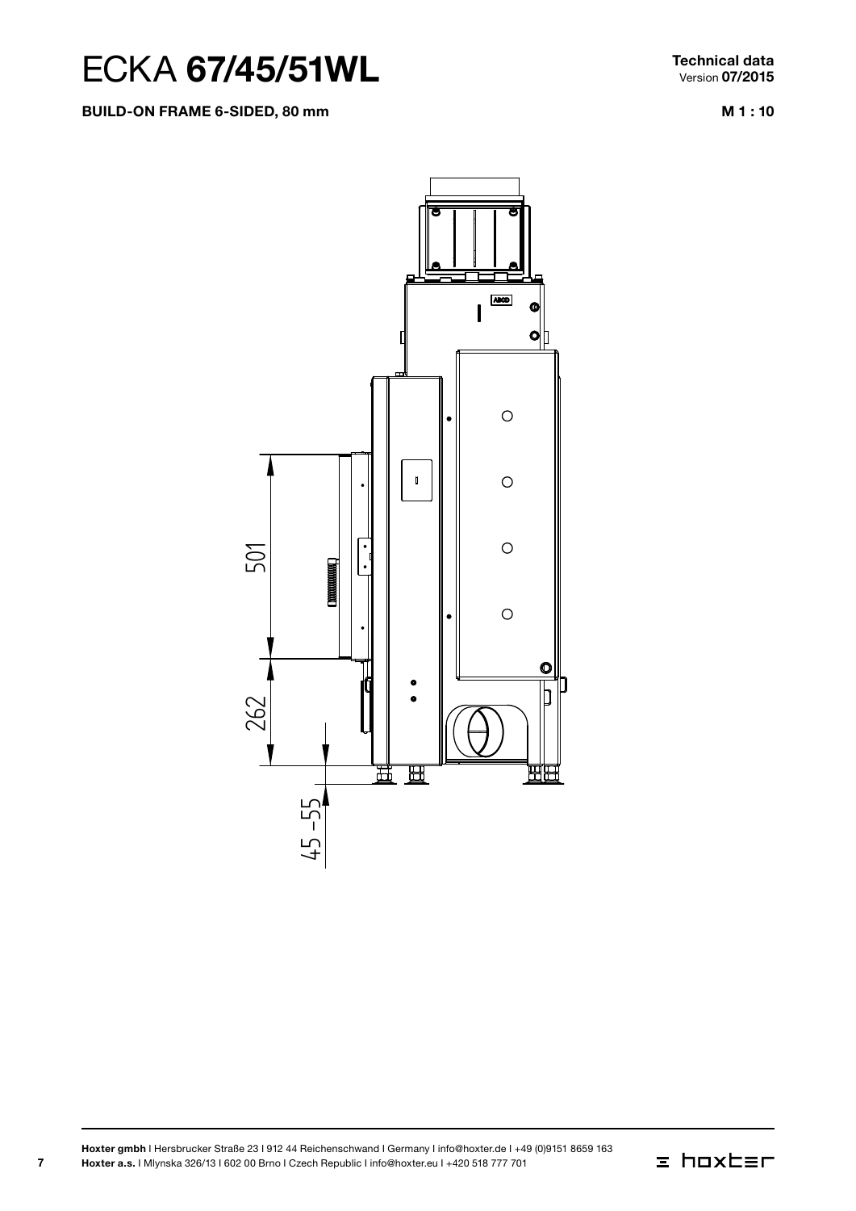# ECKA **67/45/51WL**

**Technical data**
Version **07/2015**

**BUILD-ON FRAME 6-SIDED, 80 mm**

**M 1 : 10**

501

262

45 -55

**Hoxter gmbh** I Hersbrucker Straße 23 I 912 44 Reichenschwand I Germany I info@hoxter.de I +49 (0)9151 8659 163
**Hoxter a.s.** I Mlynska 326/13 I 602 00 Brno I Czech Republic I info@hoxter.eu I +420 518 777 701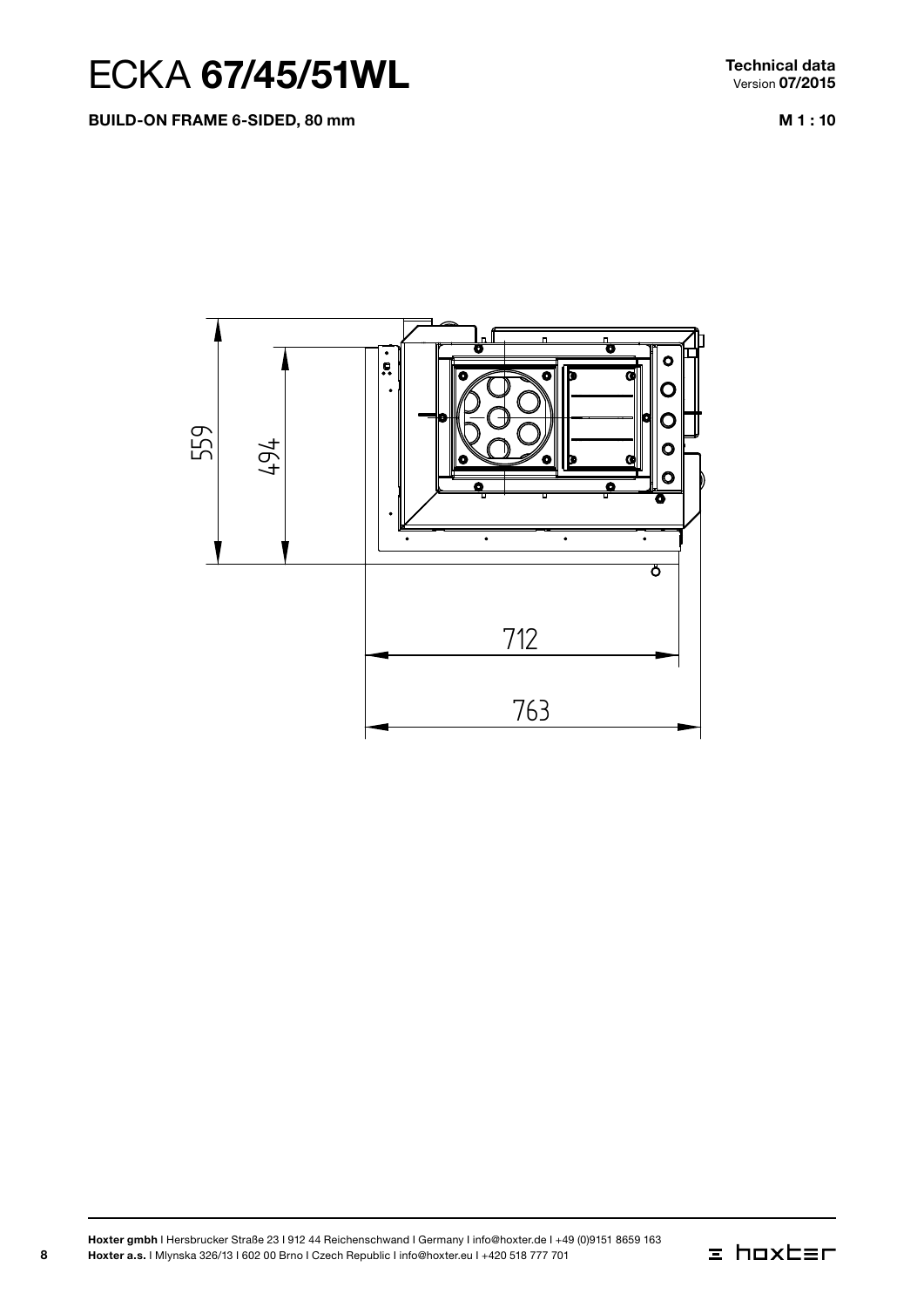# ECKA **67/45/51WL**

**Technical data**
Version **07/2015**

**BUILD-ON FRAME 6-SIDED, 80 mm**

**M 1 : 10**

559

494

712

763

**Hoxter gmbh** I Hersbrucker Straße 23 I 912 44 Reichenschwand I Germany I info@hoxter.de I +49 (0)9151 8659 163
**Hoxter a.s.** I Mlynska 326/13 I 602 00 Brno I Czech Republic I info@hoxter.eu I +420 518 777 701